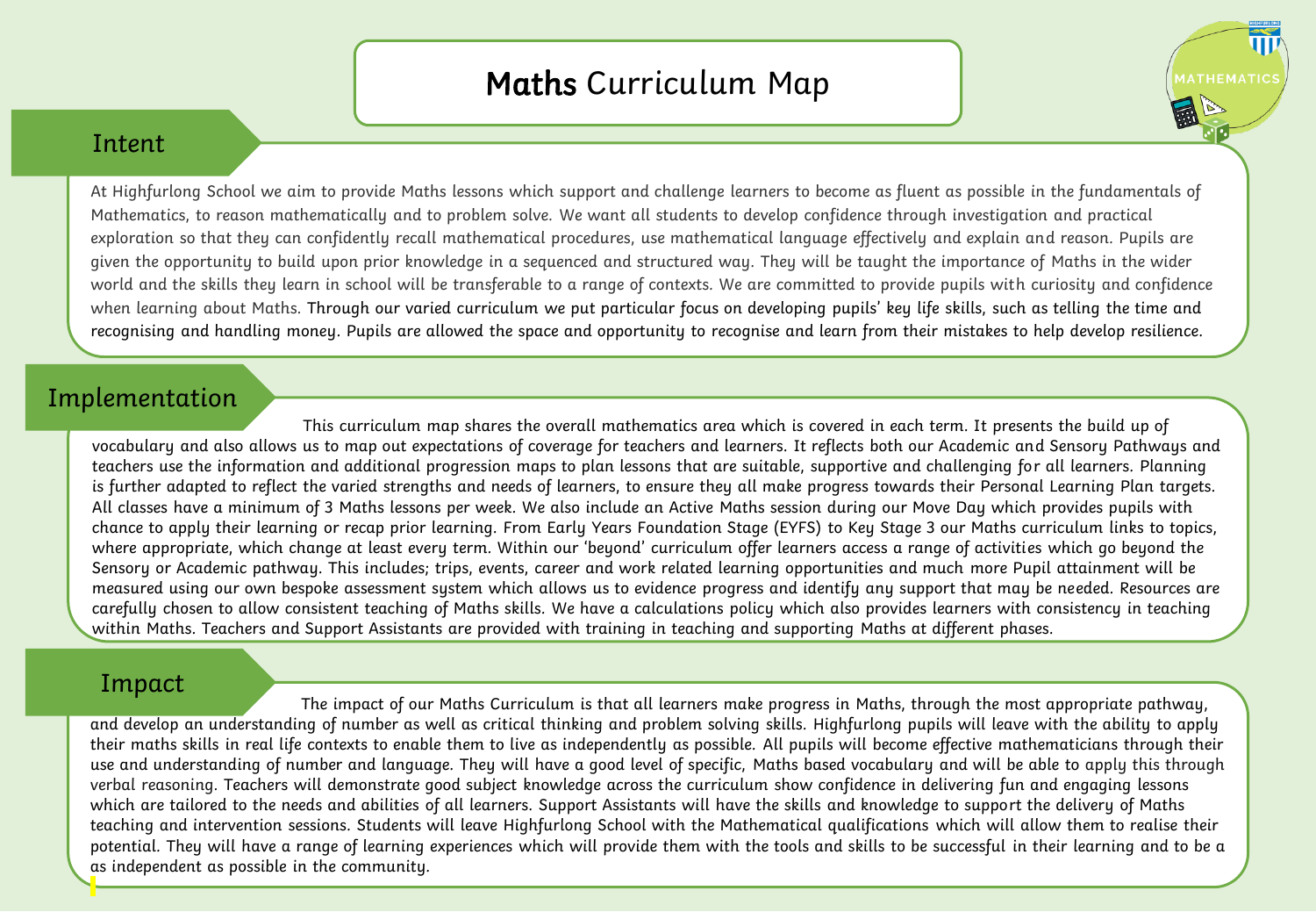# Maths Curriculum Map

## Intent

At Highfurlong School we aim to provide Maths lessons which support and challenge learners to become as fluent as possible in the fundamentals of Mathematics, to reason mathematically and to problem solve. We want all students to develop confidence through investigation and practical exploration so that they can confidently recall mathematical procedures, use mathematical language effectively and explain and reason. Pupils are given the opportunity to build upon prior knowledge in a sequenced and structured way. They will be taught the importance of Maths in the wider world and the skills they learn in school will be transferable to a range of contexts. We are committed to provide pupils with curiosity and confidence when learning about Maths. Through our varied curriculum we put particular focus on developing pupils' key life skills, such as telling the time and recognising and handling money. Pupils are allowed the space and opportunity to recognise and learn from their mistakes to help develop resilience.

## Implementation

This curriculum map shares the overall mathematics area which is covered in each term. It presents the build up of vocabulary and also allows us to map out expectations of coverage for teachers and learners. It reflects both our Academic and Sensory Pathways and teachers use the information and additional progression maps to plan lessons that are suitable, supportive and challenging for all learners. Planning is further adapted to reflect the varied strengths and needs of learners, to ensure they all make progress towards their Personal Learning Plan targets. All classes have a minimum of 3 Maths lessons per week. We also include an Active Maths session during our Move Day which provides pupils with chance to apply their learning or recap prior learning. From Early Years Foundation Stage (EYFS) to Key Stage 3 our Maths curriculum links to topics, where appropriate, which change at least every term. Within our 'beyond' curriculum offer learners access a range of activities which go beyond the Sensory or Academic pathway. This includes; trips, events, career and work related learning opportunities and much more Pupil attainment will be measured using our own bespoke assessment system which allows us to evidence progress and identify any support that may be needed. Resources are carefully chosen to allow consistent teaching of Maths skills. We have a calculations policy which also provides learners with consistency in teaching within Maths. Teachers and Support Assistants are provided with training in teaching and supporting Maths at different phases.

## Impact

The impact of our Maths Curriculum is that all learners make progress in Maths, through the most appropriate pathway, and develop an understanding of number as well as critical thinking and problem solving skills. Highfurlong pupils will leave with the ability to apply their maths skills in real life contexts to enable them to live as independently as possible. All pupils will become effective mathematicians through their use and understanding of number and language. They will have a good level of specific, Maths based vocabulary and will be able to apply this through verbal reasoning. Teachers will demonstrate good subject knowledge across the curriculum show confidence in delivering fun and engaging lessons which are tailored to the needs and abilities of all learners. Support Assistants will have the skills and knowledge to support the delivery of Maths teaching and intervention sessions. Students will leave Highfurlong School with the Mathematical qualifications which will allow them to realise their potential. They will have a range of learning experiences which will provide them with the tools and skills to be successful in their learning and to be a as independent as possible in the community.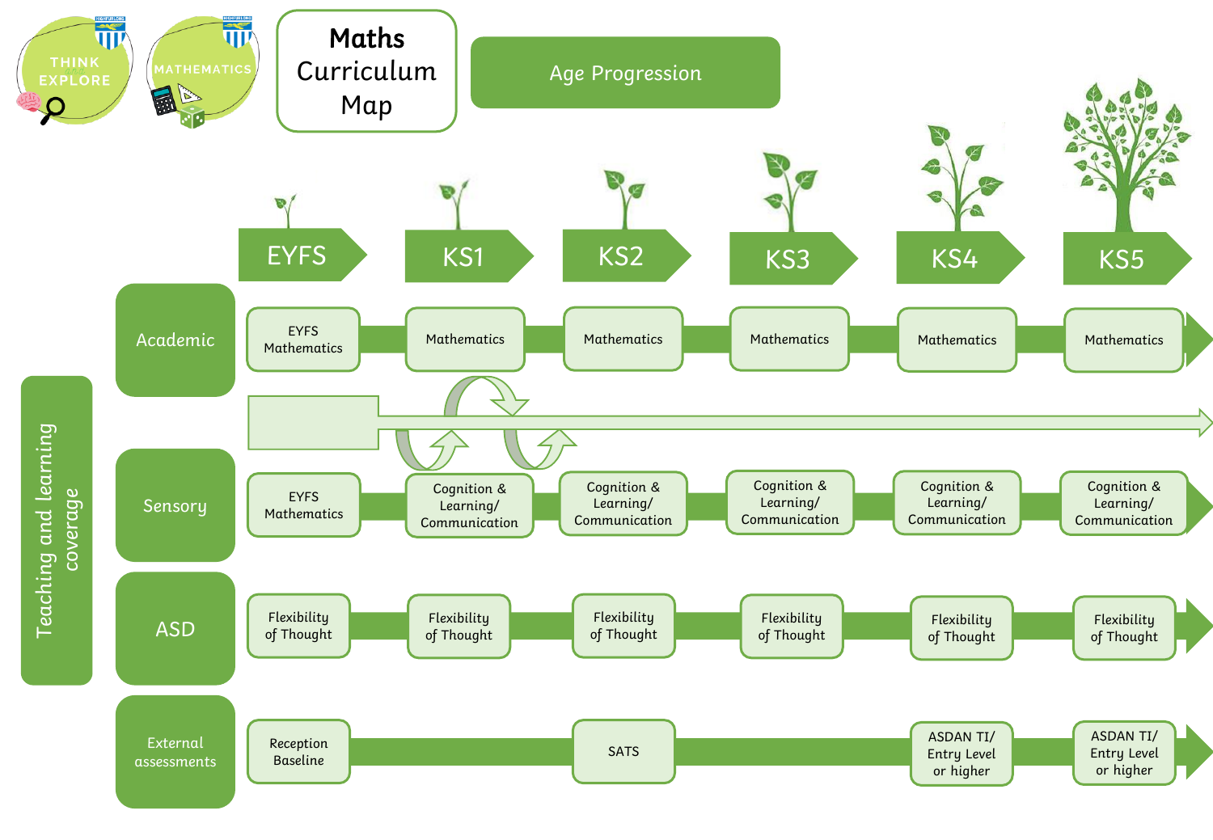THINK EXPLORE

MATHEMATICS

# Maths Curriculum Map

## Age Progression

**Teaching and learning coverage**

| | EYFS | KS1 | KS2 | KS3 | KS4 | KS5 |
|---|---|---|---|---|---|---|
| Academic | EYFS Mathematics | Mathematics | Mathematics | Mathematics | Mathematics | Mathematics |
| Sensory | EYFS Mathematics | Cognition & Learning/ Communication | Cognition & Learning/ Communication | Cognition & Learning/ Communication | Cognition & Learning/ Communication | Cognition & Learning/ Communication |
| ASD | Flexibility of Thought | Flexibility of Thought | Flexibility of Thought | Flexibility of Thought | Flexibility of Thought | Flexibility of Thought |
| External assessments | Reception Baseline | | SATS | | ASDAN TI/ Entry Level or higher | ASDAN TI/ Entry Level or higher |